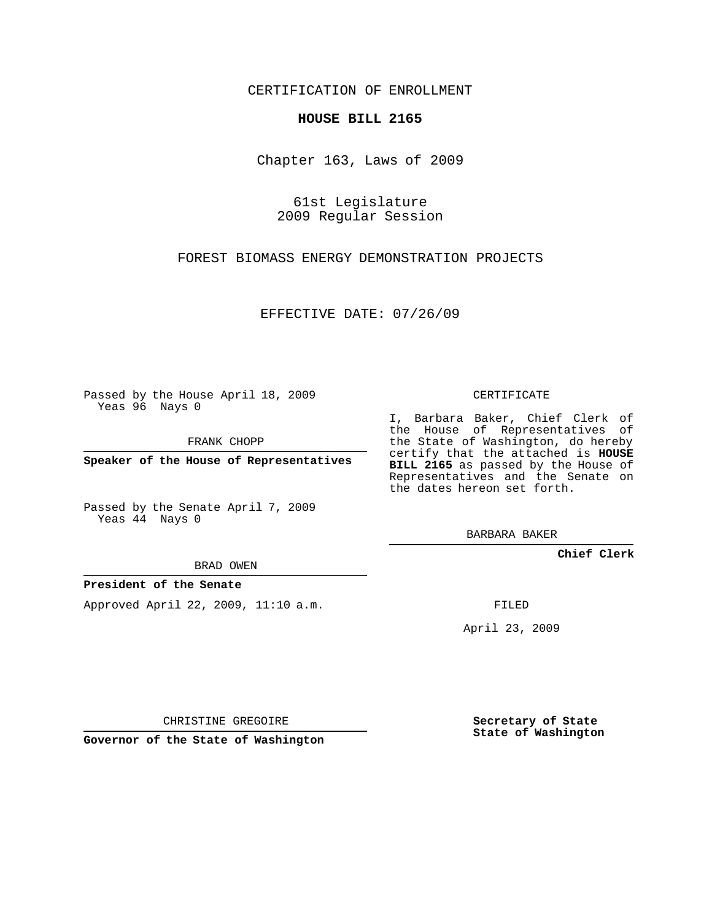CERTIFICATION OF ENROLLMENT

**HOUSE BILL 2165**

Chapter 163, Laws of 2009

61st Legislature
2009 Regular Session

FOREST BIOMASS ENERGY DEMONSTRATION PROJECTS

EFFECTIVE DATE: 07/26/09

Passed by the House April 18, 2009
Yeas 96 Nays 0

FRANK CHOPP

**Speaker of the House of Representatives**

Passed by the Senate April 7, 2009
Yeas 44 Nays 0

BRAD OWEN

**President of the Senate**

Approved April 22, 2009, 11:10 a.m.

CHRISTINE GREGOIRE

**Governor of the State of Washington**

CERTIFICATE

I, Barbara Baker, Chief Clerk of the House of Representatives of the State of Washington, do hereby certify that the attached is **HOUSE BILL 2165** as passed by the House of Representatives and the Senate on the dates hereon set forth.

BARBARA BAKER

**Chief Clerk**

FILED

April 23, 2009

**Secretary of State**
**State of Washington**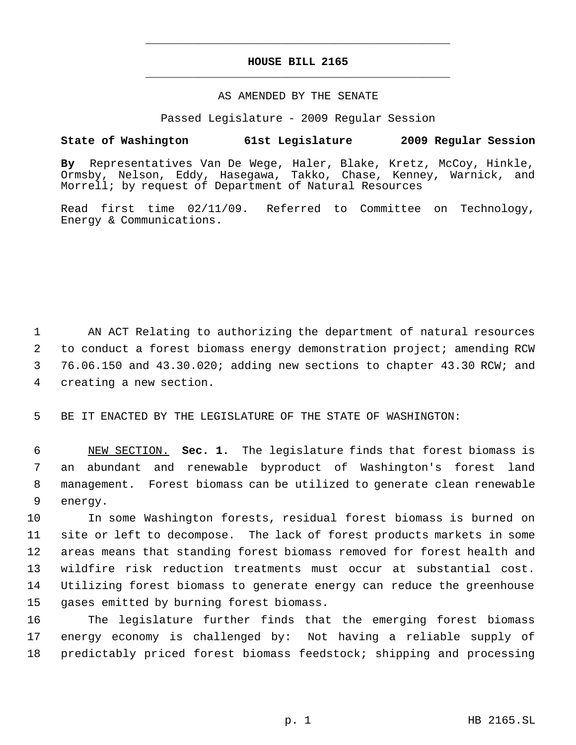# HOUSE BILL 2165

AS AMENDED BY THE SENATE

Passed Legislature - 2009 Regular Session

**State of Washington 61st Legislature 2009 Regular Session**

**By** Representatives Van De Wege, Haler, Blake, Kretz, McCoy, Hinkle, Ormsby, Nelson, Eddy, Hasegawa, Takko, Chase, Kenney, Warnick, and Morrell; by request of Department of Natural Resources

Read first time 02/11/09. Referred to Committee on Technology, Energy & Communications.

AN ACT Relating to authorizing the department of natural resources to conduct a forest biomass energy demonstration project; amending RCW 76.06.150 and 43.30.020; adding new sections to chapter 43.30 RCW; and creating a new section.

BE IT ENACTED BY THE LEGISLATURE OF THE STATE OF WASHINGTON:

NEW SECTION. **Sec. 1.** The legislature finds that forest biomass is an abundant and renewable byproduct of Washington's forest land management. Forest biomass can be utilized to generate clean renewable energy.

In some Washington forests, residual forest biomass is burned on site or left to decompose. The lack of forest products markets in some areas means that standing forest biomass removed for forest health and wildfire risk reduction treatments must occur at substantial cost. Utilizing forest biomass to generate energy can reduce the greenhouse gases emitted by burning forest biomass.

The legislature further finds that the emerging forest biomass energy economy is challenged by: Not having a reliable supply of predictably priced forest biomass feedstock; shipping and processing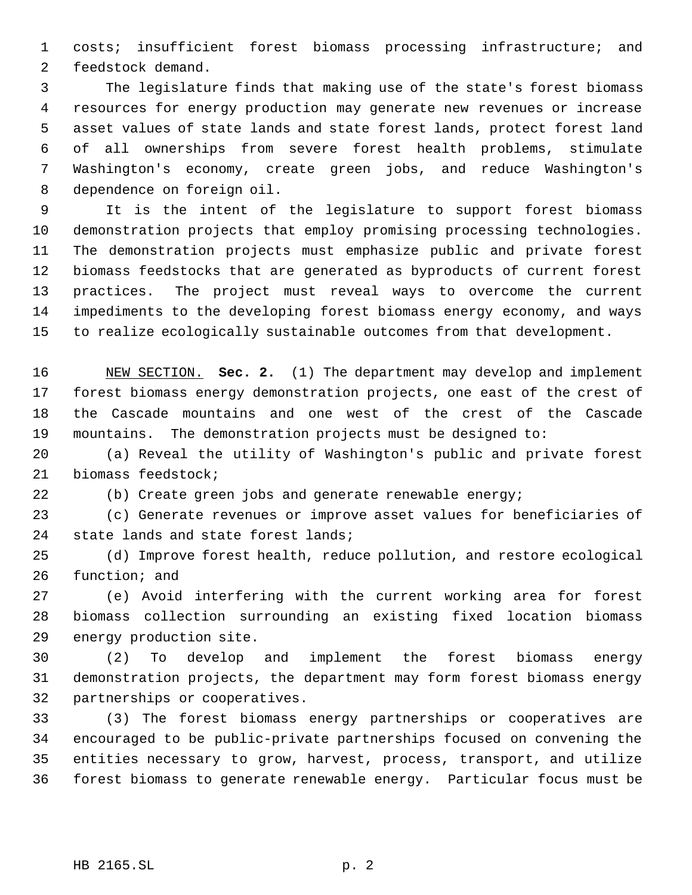costs; insufficient forest biomass processing infrastructure; and feedstock demand.

The legislature finds that making use of the state's forest biomass resources for energy production may generate new revenues or increase asset values of state lands and state forest lands, protect forest land of all ownerships from severe forest health problems, stimulate Washington's economy, create green jobs, and reduce Washington's dependence on foreign oil.

It is the intent of the legislature to support forest biomass demonstration projects that employ promising processing technologies. The demonstration projects must emphasize public and private forest biomass feedstocks that are generated as byproducts of current forest practices. The project must reveal ways to overcome the current impediments to the developing forest biomass energy economy, and ways to realize ecologically sustainable outcomes from that development.

NEW SECTION. **Sec. 2.** (1) The department may develop and implement forest biomass energy demonstration projects, one east of the crest of the Cascade mountains and one west of the crest of the Cascade mountains. The demonstration projects must be designed to:

(a) Reveal the utility of Washington's public and private forest biomass feedstock;

(b) Create green jobs and generate renewable energy;

(c) Generate revenues or improve asset values for beneficiaries of state lands and state forest lands;

(d) Improve forest health, reduce pollution, and restore ecological function; and

(e) Avoid interfering with the current working area for forest biomass collection surrounding an existing fixed location biomass energy production site.

(2) To develop and implement the forest biomass energy demonstration projects, the department may form forest biomass energy partnerships or cooperatives.

(3) The forest biomass energy partnerships or cooperatives are encouraged to be public-private partnerships focused on convening the entities necessary to grow, harvest, process, transport, and utilize forest biomass to generate renewable energy. Particular focus must be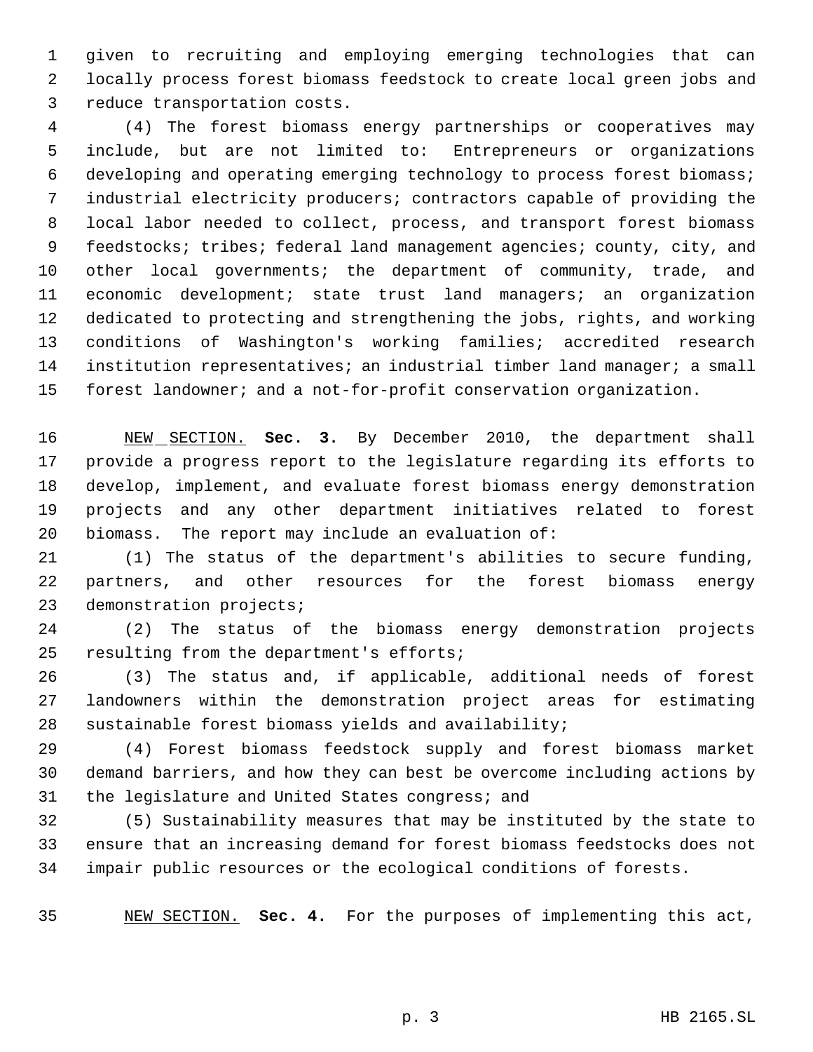given to recruiting and employing emerging technologies that can locally process forest biomass feedstock to create local green jobs and reduce transportation costs.

(4) The forest biomass energy partnerships or cooperatives may include, but are not limited to: Entrepreneurs or organizations developing and operating emerging technology to process forest biomass; industrial electricity producers; contractors capable of providing the local labor needed to collect, process, and transport forest biomass feedstocks; tribes; federal land management agencies; county, city, and other local governments; the department of community, trade, and economic development; state trust land managers; an organization dedicated to protecting and strengthening the jobs, rights, and working conditions of Washington's working families; accredited research institution representatives; an industrial timber land manager; a small forest landowner; and a not-for-profit conservation organization.

NEW SECTION. **Sec. 3.** By December 2010, the department shall provide a progress report to the legislature regarding its efforts to develop, implement, and evaluate forest biomass energy demonstration projects and any other department initiatives related to forest biomass. The report may include an evaluation of:

(1) The status of the department's abilities to secure funding, partners, and other resources for the forest biomass energy demonstration projects;

(2) The status of the biomass energy demonstration projects resulting from the department's efforts;

(3) The status and, if applicable, additional needs of forest landowners within the demonstration project areas for estimating sustainable forest biomass yields and availability;

(4) Forest biomass feedstock supply and forest biomass market demand barriers, and how they can best be overcome including actions by the legislature and United States congress; and

(5) Sustainability measures that may be instituted by the state to ensure that an increasing demand for forest biomass feedstocks does not impair public resources or the ecological conditions of forests.

NEW SECTION. **Sec. 4.** For the purposes of implementing this act,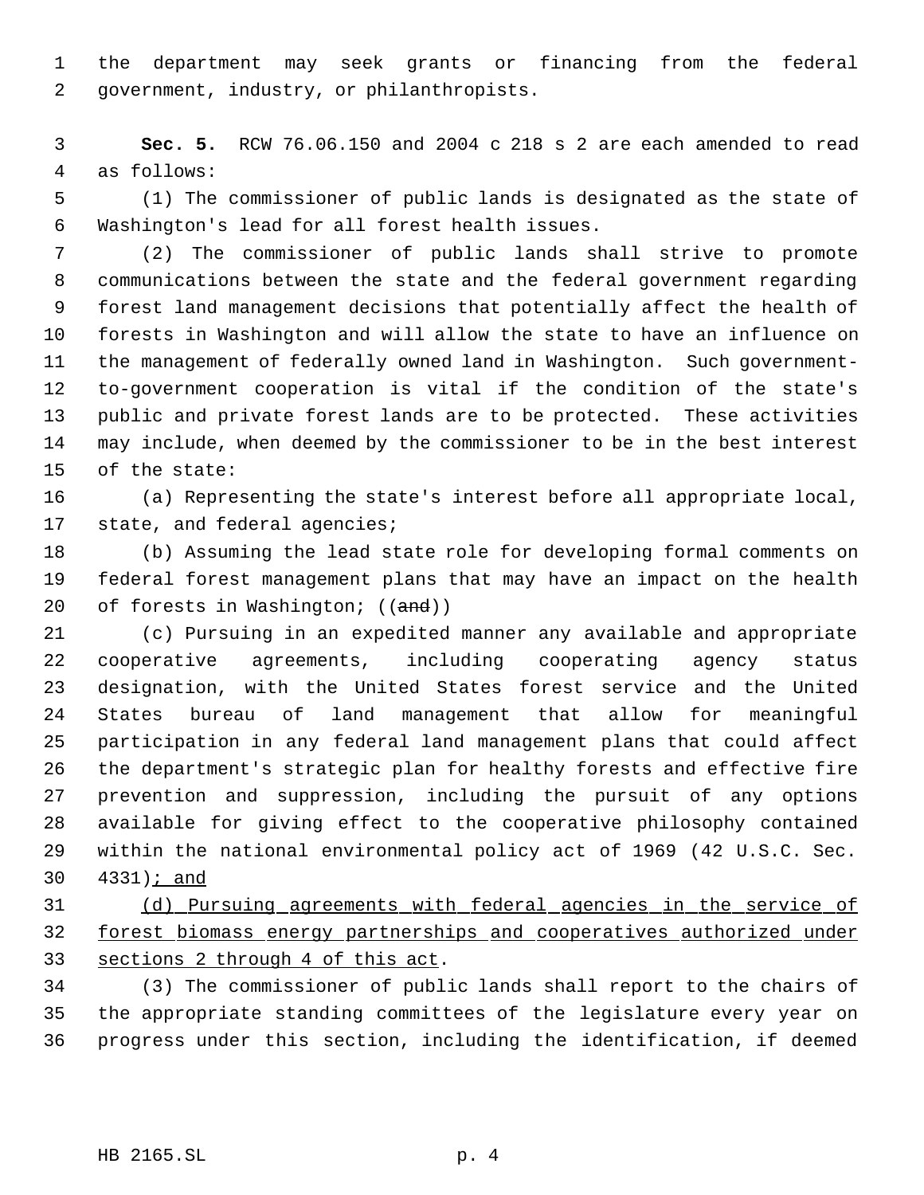the department may seek grants or financing from the federal government, industry, or philanthropists.

**Sec. 5.** RCW 76.06.150 and 2004 c 218 s 2 are each amended to read as follows:

(1) The commissioner of public lands is designated as the state of Washington's lead for all forest health issues.

(2) The commissioner of public lands shall strive to promote communications between the state and the federal government regarding forest land management decisions that potentially affect the health of forests in Washington and will allow the state to have an influence on the management of federally owned land in Washington. Such government-to-government cooperation is vital if the condition of the state's public and private forest lands are to be protected. These activities may include, when deemed by the commissioner to be in the best interest of the state:

(a) Representing the state's interest before all appropriate local, state, and federal agencies;

(b) Assuming the lead state role for developing formal comments on federal forest management plans that may have an impact on the health of forests in Washington; ((~~and~~))

(c) Pursuing in an expedited manner any available and appropriate cooperative agreements, including cooperating agency status designation, with the United States forest service and the United States bureau of land management that allow for meaningful participation in any federal land management plans that could affect the department's strategic plan for healthy forests and effective fire prevention and suppression, including the pursuit of any options available for giving effect to the cooperative philosophy contained within the national environmental policy act of 1969 (42 U.S.C. Sec. 4331)<u>; and</u>

<u>(d) Pursuing agreements with federal agencies in the service of forest biomass energy partnerships and cooperatives authorized under sections 2 through 4 of this act</u>.

(3) The commissioner of public lands shall report to the chairs of the appropriate standing committees of the legislature every year on progress under this section, including the identification, if deemed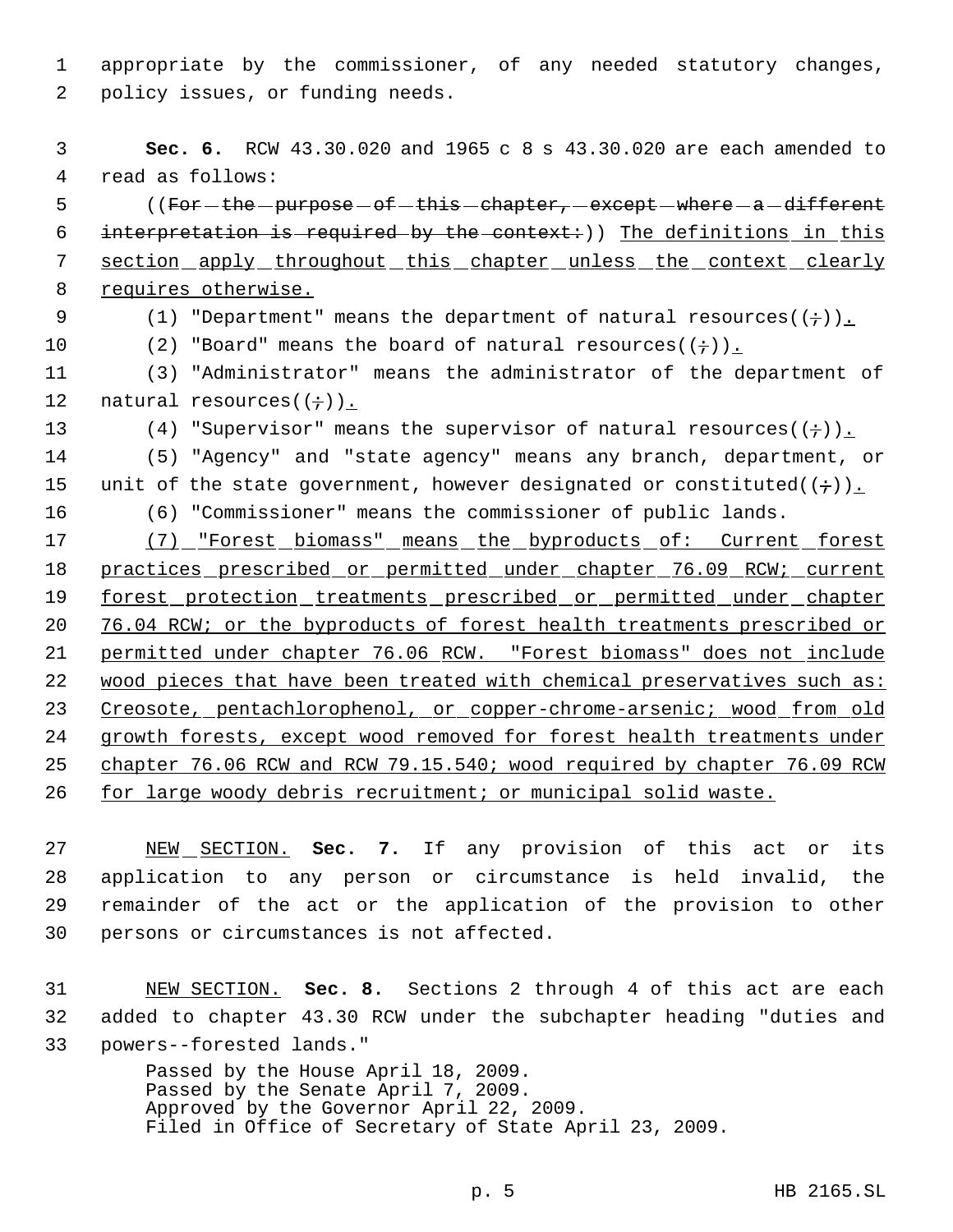appropriate by the commissioner, of any needed statutory changes, policy issues, or funding needs.

**Sec. 6.** RCW 43.30.020 and 1965 c 8 s 43.30.020 are each amended to read as follows:

((~~For the purpose of this chapter, except where a different interpretation is required by the context:~~)) <u>The definitions in this section apply throughout this chapter unless the context clearly requires otherwise.</u>

(1) "Department" means the department of natural resources((~~;~~))<u>.</u>

(2) "Board" means the board of natural resources((~~;~~))<u>.</u>

(3) "Administrator" means the administrator of the department of natural resources((~~;~~))<u>.</u>

(4) "Supervisor" means the supervisor of natural resources((~~;~~))<u>.</u>

(5) "Agency" and "state agency" means any branch, department, or unit of the state government, however designated or constituted((~~;~~))<u>.</u>

(6) "Commissioner" means the commissioner of public lands.

<u>(7) "Forest biomass" means the byproducts of: Current forest practices prescribed or permitted under chapter 76.09 RCW; current forest protection treatments prescribed or permitted under chapter 76.04 RCW; or the byproducts of forest health treatments prescribed or permitted under chapter 76.06 RCW. "Forest biomass" does not include wood pieces that have been treated with chemical preservatives such as: Creosote, pentachlorophenol, or copper-chrome-arsenic; wood from old growth forests, except wood removed for forest health treatments under chapter 76.06 RCW and RCW 79.15.540; wood required by chapter 76.09 RCW for large woody debris recruitment; or municipal solid waste.</u>

<u>NEW SECTION.</u> **Sec. 7.** If any provision of this act or its application to any person or circumstance is held invalid, the remainder of the act or the application of the provision to other persons or circumstances is not affected.

<u>NEW SECTION.</u> **Sec. 8.** Sections 2 through 4 of this act are each added to chapter 43.30 RCW under the subchapter heading "duties and powers--forested lands."

Passed by the House April 18, 2009.
Passed by the Senate April 7, 2009.
Approved by the Governor April 22, 2009.
Filed in Office of Secretary of State April 23, 2009.